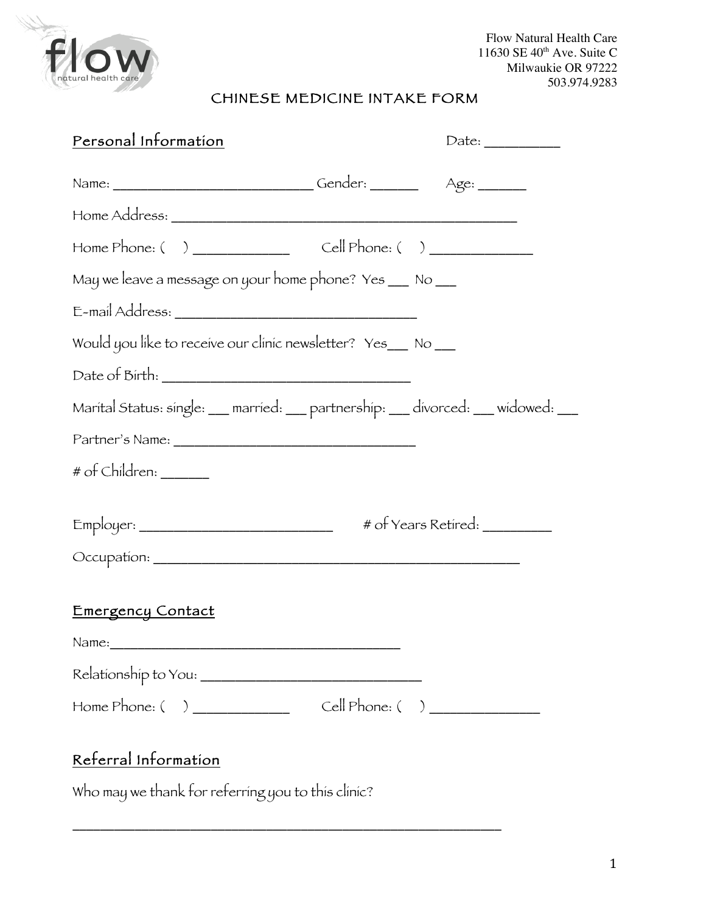Flow Natural Health Care
11630 SE 40th Ave. Suite C
Milwaukie OR 97222
503.974.9283

# CHINESE MEDICINE INTAKE FORM

## Personal Information

Date: __________

Name: ___________________________ Gender: ______ Age: ______

Home Address: _______________________________________________

Home Phone: ( ) ____________ Cell Phone: ( ) _____________

May we leave a message on your home phone? Yes ___ No ___

E-mail Address: ________________________________

Would you like to receive our clinic newsletter? Yes___ No ___

Date of Birth: ________________________________

Marital Status: single: ___ married: ___ partnership: ___ divorced: ___ widowed: ___

Partner's Name: ________________________________

# of Children: ______

Employer: __________________________ # of Years Retired: _________

Occupation: __________________________________________________

## Emergency Contact

Name:________________________________________

Relationship to You: _____________________________

Home Phone: ( ) ____________ Cell Phone: ( ) ______________

## Referral Information

Who may we thank for referring you to this clinic?

__________________________________________________________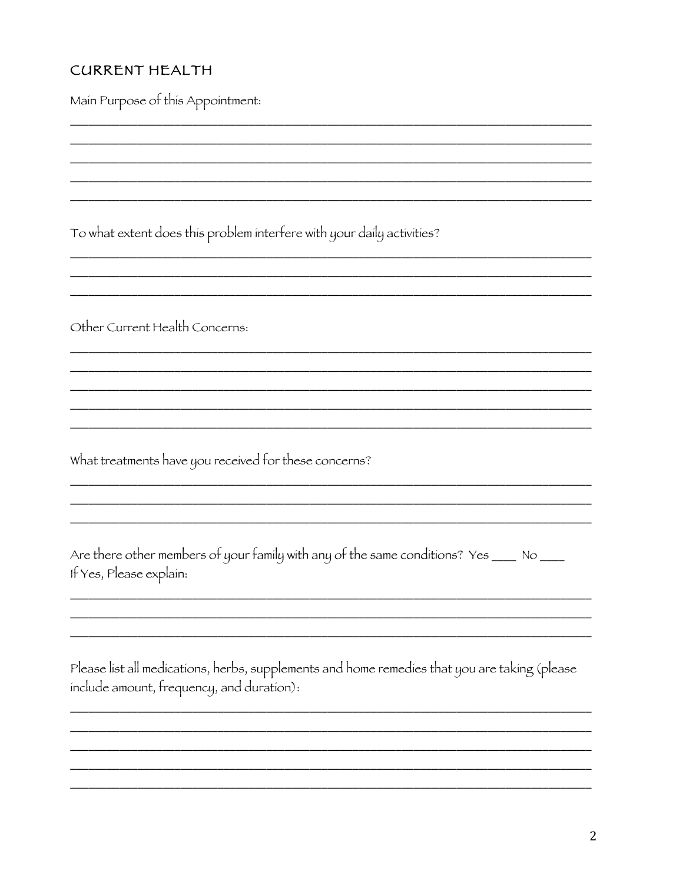## CURRENT HEALTH

Main Purpose of this Appointment:

_______________________________________________________________________________
_______________________________________________________________________________
_______________________________________________________________________________
_______________________________________________________________________________
_______________________________________________________________________________

To what extent does this problem interfere with your daily activities?

_______________________________________________________________________________
_______________________________________________________________________________
_______________________________________________________________________________

Other Current Health Concerns:

_______________________________________________________________________________
_______________________________________________________________________________
_______________________________________________________________________________
_______________________________________________________________________________
_______________________________________________________________________________

What treatments have you received for these concerns?

_______________________________________________________________________________
_______________________________________________________________________________
_______________________________________________________________________________

Are there other members of your family with any of the same conditions? Yes ____ No ____
If Yes, Please explain:

_______________________________________________________________________________
_______________________________________________________________________________
_______________________________________________________________________________

Please list all medications, herbs, supplements and home remedies that you are taking (please include amount, frequency, and duration):

_______________________________________________________________________________
_______________________________________________________________________________
_______________________________________________________________________________
_______________________________________________________________________________
_______________________________________________________________________________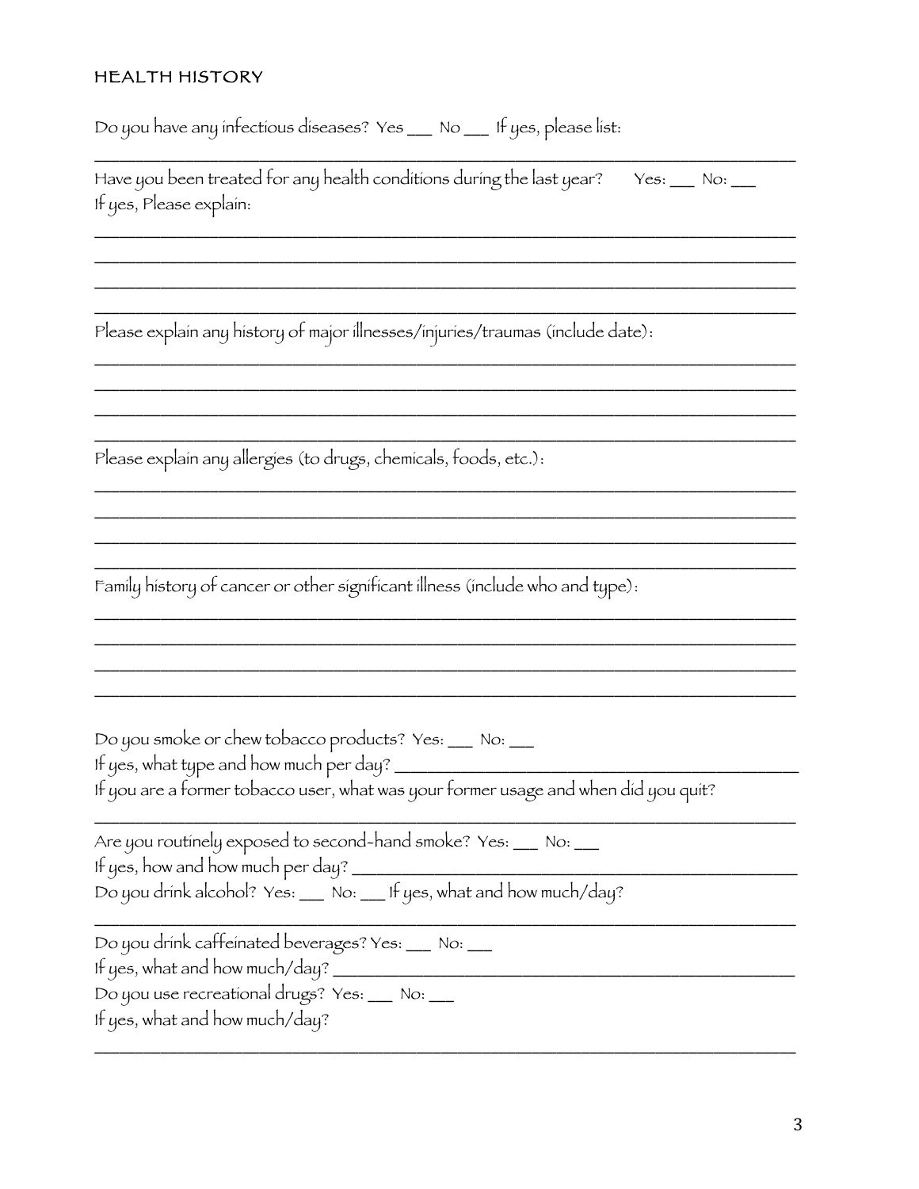## HEALTH HISTORY

Do you have any infectious diseases? Yes ___ No ___ If yes, please list:

_______________________________________________________________________________

Have you been treated for any health conditions during the last year? Yes: ___ No: ___
If yes, Please explain:

_______________________________________________________________________________
_______________________________________________________________________________
_______________________________________________________________________________
_______________________________________________________________________________

Please explain any history of major illnesses/injuries/traumas (include date):

_______________________________________________________________________________
_______________________________________________________________________________
_______________________________________________________________________________
_______________________________________________________________________________

Please explain any allergies (to drugs, chemicals, foods, etc.):

_______________________________________________________________________________
_______________________________________________________________________________
_______________________________________________________________________________
_______________________________________________________________________________

Family history of cancer or other significant illness (include who and type):

_______________________________________________________________________________
_______________________________________________________________________________
_______________________________________________________________________________
_______________________________________________________________________________

Do you smoke or chew tobacco products? Yes: ___ No: ___
If yes, what type and how much per day? ___________________________________________
If you are a former tobacco user, what was your former usage and when did you quit?

_______________________________________________________________________________

Are you routinely exposed to second-hand smoke? Yes: ___ No: ___
If yes, how and how much per day? _________________________________________________
Do you drink alcohol? Yes: ___ No: ___ If yes, what and how much/day?

_______________________________________________________________________________

Do you drink caffeinated beverages? Yes: ___ No: ___
If yes, what and how much/day? ____________________________________________________
Do you use recreational drugs? Yes: ___ No: ___
If yes, what and how much/day?

_______________________________________________________________________________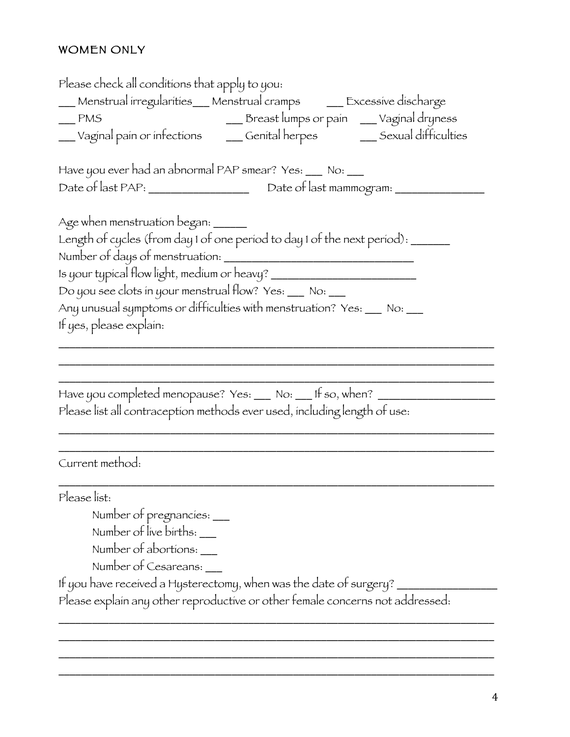## WOMEN ONLY

Please check all conditions that apply to you:

___ Menstrual irregularities ___ Menstrual cramps ___ Excessive discharge
___ PMS ___ Breast lumps or pain ___ Vaginal dryness
___ Vaginal pain or infections ___ Genital herpes ___ Sexual difficulties

Have you ever had an abnormal PAP smear? Yes: ___ No: ___
Date of last PAP: ________________ Date of last mammogram: ______________

Age when menstruation began: _____
Length of cycles (from day 1 of one period to day 1 of the next period): ______
Number of days of menstruation: ______________________________
Is your typical flow light, medium or heavy? ______________________
Do you see clots in your menstrual flow? Yes: ___ No: ___
Any unusual symptoms or difficulties with menstruation? Yes: ___ No: ___
If yes, please explain:

_____________________________________________________________________________
_____________________________________________________________________________
_____________________________________________________________________________

Have you completed menopause? Yes: ___ No: ___ If so, when? __________________
Please list all contraception methods ever used, including length of use:

_____________________________________________________________________________
_____________________________________________________________________________

Current method:

_____________________________________________________________________________

Please list:

- Number of pregnancies: ___
- Number of live births: ___
- Number of abortions: ___
- Number of Cesareans: ___

If you have received a Hysterectomy, when was the date of surgery? ________________
Please explain any other reproductive or other female concerns not addressed:

_____________________________________________________________________________
_____________________________________________________________________________
_____________________________________________________________________________
_____________________________________________________________________________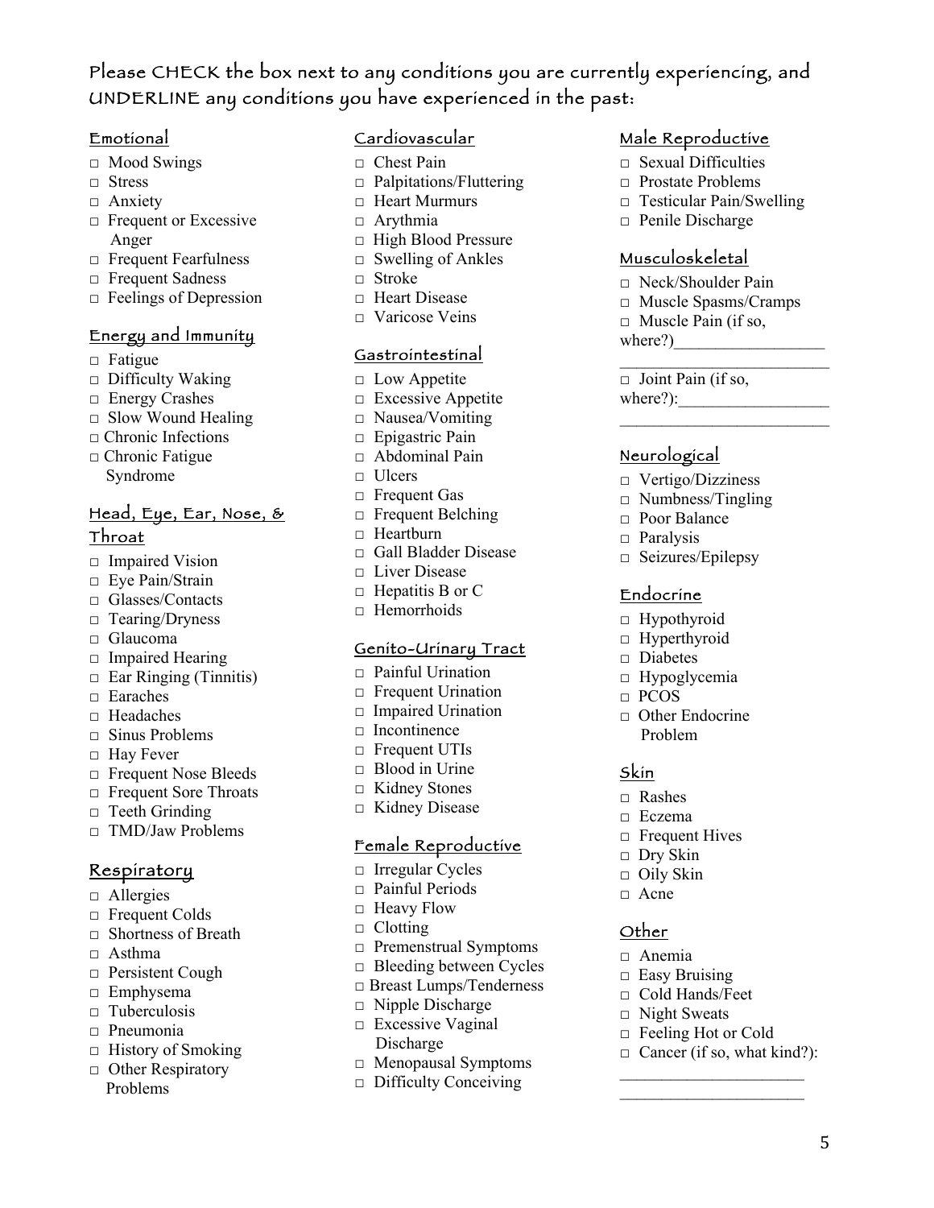Please CHECK the box next to any conditions you are currently experiencing, and UNDERLINE any conditions you have experienced in the past:

## Emotional

- □ Mood Swings
- □ Stress
- □ Anxiety
- □ Frequent or Excessive Anger
- □ Frequent Fearfulness
- □ Frequent Sadness
- □ Feelings of Depression

## Energy and Immunity

- □ Fatigue
- □ Difficulty Waking
- □ Energy Crashes
- □ Slow Wound Healing
- □ Chronic Infections
- □ Chronic Fatigue Syndrome

## Head, Eye, Ear, Nose, & Throat

- □ Impaired Vision
- □ Eye Pain/Strain
- □ Glasses/Contacts
- □ Tearing/Dryness
- □ Glaucoma
- □ Impaired Hearing
- □ Ear Ringing (Tinnitis)
- □ Earaches
- □ Headaches
- □ Sinus Problems
- □ Hay Fever
- □ Frequent Nose Bleeds
- □ Frequent Sore Throats
- □ Teeth Grinding
- □ TMD/Jaw Problems

## Respiratory

- □ Allergies
- □ Frequent Colds
- □ Shortness of Breath
- □ Asthma
- □ Persistent Cough
- □ Emphysema
- □ Tuberculosis
- □ Pneumonia
- □ History of Smoking
- □ Other Respiratory Problems

## Cardiovascular

- □ Chest Pain
- □ Palpitations/Fluttering
- □ Heart Murmurs
- □ Arythmia
- □ High Blood Pressure
- □ Swelling of Ankles
- □ Stroke
- □ Heart Disease
- □ Varicose Veins

## Gastrointestinal

- □ Low Appetite
- □ Excessive Appetite
- □ Nausea/Vomiting
- □ Epigastric Pain
- □ Abdominal Pain
- □ Ulcers
- □ Frequent Gas
- □ Frequent Belching
- □ Heartburn
- □ Gall Bladder Disease
- □ Liver Disease
- □ Hepatitis B or C
- □ Hemorrhoids

## Genito-Urinary Tract

- □ Painful Urination
- □ Frequent Urination
- □ Impaired Urination
- □ Incontinence
- □ Frequent UTIs
- □ Blood in Urine
- □ Kidney Stones
- □ Kidney Disease

## Female Reproductive

- □ Irregular Cycles
- □ Painful Periods
- □ Heavy Flow
- □ Clotting
- □ Premenstrual Symptoms
- □ Bleeding between Cycles
- □ Breast Lumps/Tenderness
- □ Nipple Discharge
- □ Excessive Vaginal Discharge
- □ Menopausal Symptoms
- □ Difficulty Conceiving

## Male Reproductive

- □ Sexual Difficulties
- □ Prostate Problems
- □ Testicular Pain/Swelling
- □ Penile Discharge

## Musculoskeletal

- □ Neck/Shoulder Pain
- □ Muscle Spasms/Cramps
- □ Muscle Pain (if so, where?)\_\_\_\_\_\_\_\_\_\_\_\_\_\_\_\_\_\_\_\_\_\_\_\_\_\_\_\_\_\_\_\_\_\_\_\_\_\_\_\_\_\_
- □ Joint Pain (if so, where?):\_\_\_\_\_\_\_\_\_\_\_\_\_\_\_\_\_\_\_\_\_\_\_\_\_\_\_\_\_\_\_\_\_\_\_\_\_\_\_\_\_\_

## Neurological

- □ Vertigo/Dizziness
- □ Numbness/Tingling
- □ Poor Balance
- □ Paralysis
- □ Seizures/Epilepsy

## Endocrine

- □ Hypothyroid
- □ Hyperthyroid
- □ Diabetes
- □ Hypoglycemia
- □ PCOS
- □ Other Endocrine Problem

## Skin

- □ Rashes
- □ Eczema
- □ Frequent Hives
- □ Dry Skin
- □ Oily Skin
- □ Acne

## Other

- □ Anemia
- □ Easy Bruising
- □ Cold Hands/Feet
- □ Night Sweats
- □ Feeling Hot or Cold
- □ Cancer (if so, what kind?):\_\_\_\_\_\_\_\_\_\_\_\_\_\_\_\_\_\_\_\_\_\_\_\_\_\_\_\_\_\_\_\_\_\_\_\_\_\_\_\_\_\_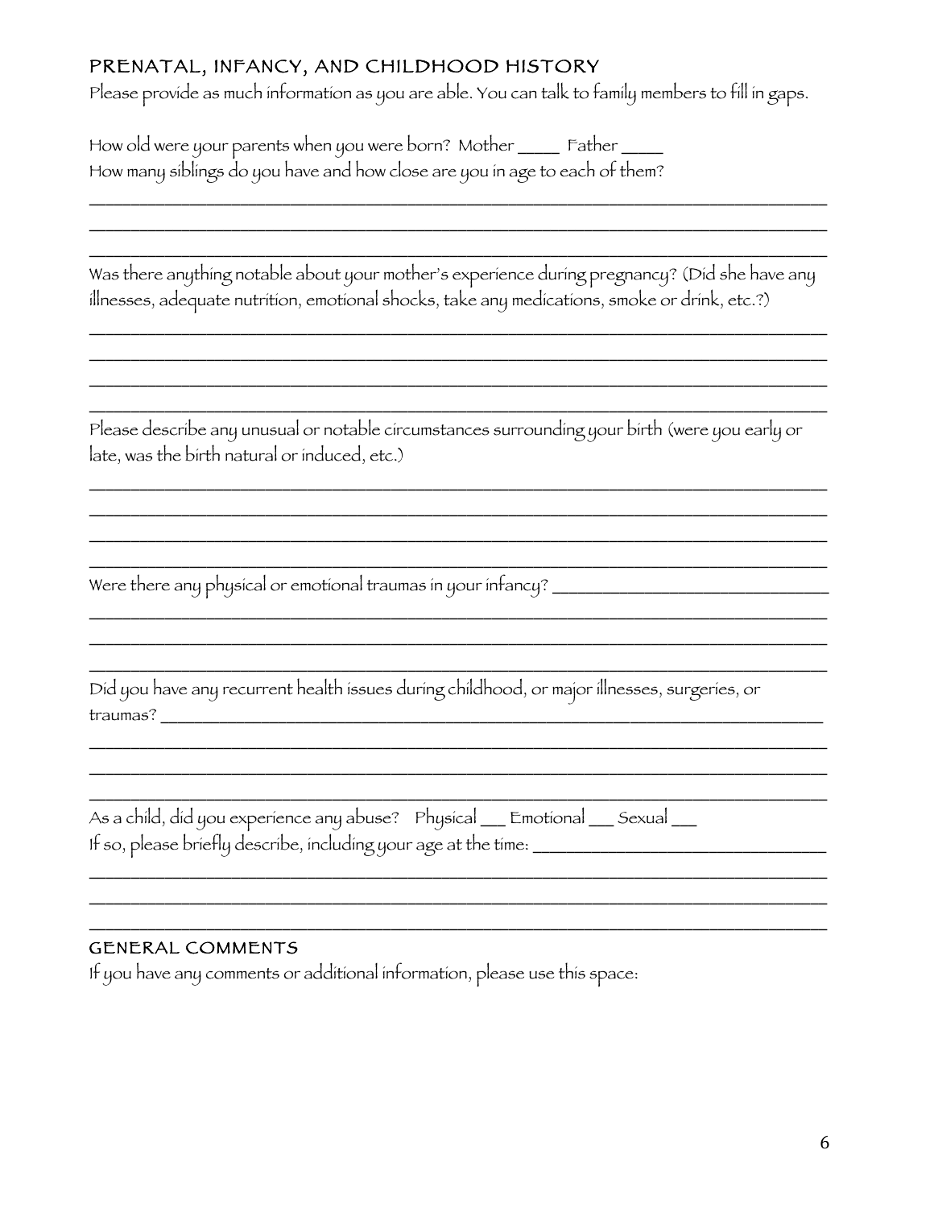## PRENATAL, INFANCY, AND CHILDHOOD HISTORY

Please provide as much information as you are able. You can talk to family members to fill in gaps.

How old were your parents when you were born? Mother ____ Father ____

How many siblings do you have and how close are you in age to each of them?

________________________________________________________________________________
________________________________________________________________________________
________________________________________________________________________________

Was there anything notable about your mother's experience during pregnancy? (Did she have any illnesses, adequate nutrition, emotional shocks, take any medications, smoke or drink, etc.?)

________________________________________________________________________________
________________________________________________________________________________
________________________________________________________________________________
________________________________________________________________________________

Please describe any unusual or notable circumstances surrounding your birth (were you early or late, was the birth natural or induced, etc.)

________________________________________________________________________________
________________________________________________________________________________
________________________________________________________________________________
________________________________________________________________________________

Were there any physical or emotional traumas in your infancy? ____________________________

________________________________________________________________________________
________________________________________________________________________________
________________________________________________________________________________

Did you have any recurrent health issues during childhood, or major illnesses, surgeries, or traumas? ______________________________________________________________________

________________________________________________________________________________
________________________________________________________________________________
________________________________________________________________________________

As a child, did you experience any abuse? Physical ___ Emotional ___ Sexual ___

If so, please briefly describe, including your age at the time: ______________________________

________________________________________________________________________________
________________________________________________________________________________
________________________________________________________________________________

## GENERAL COMMENTS

If you have any comments or additional information, please use this space: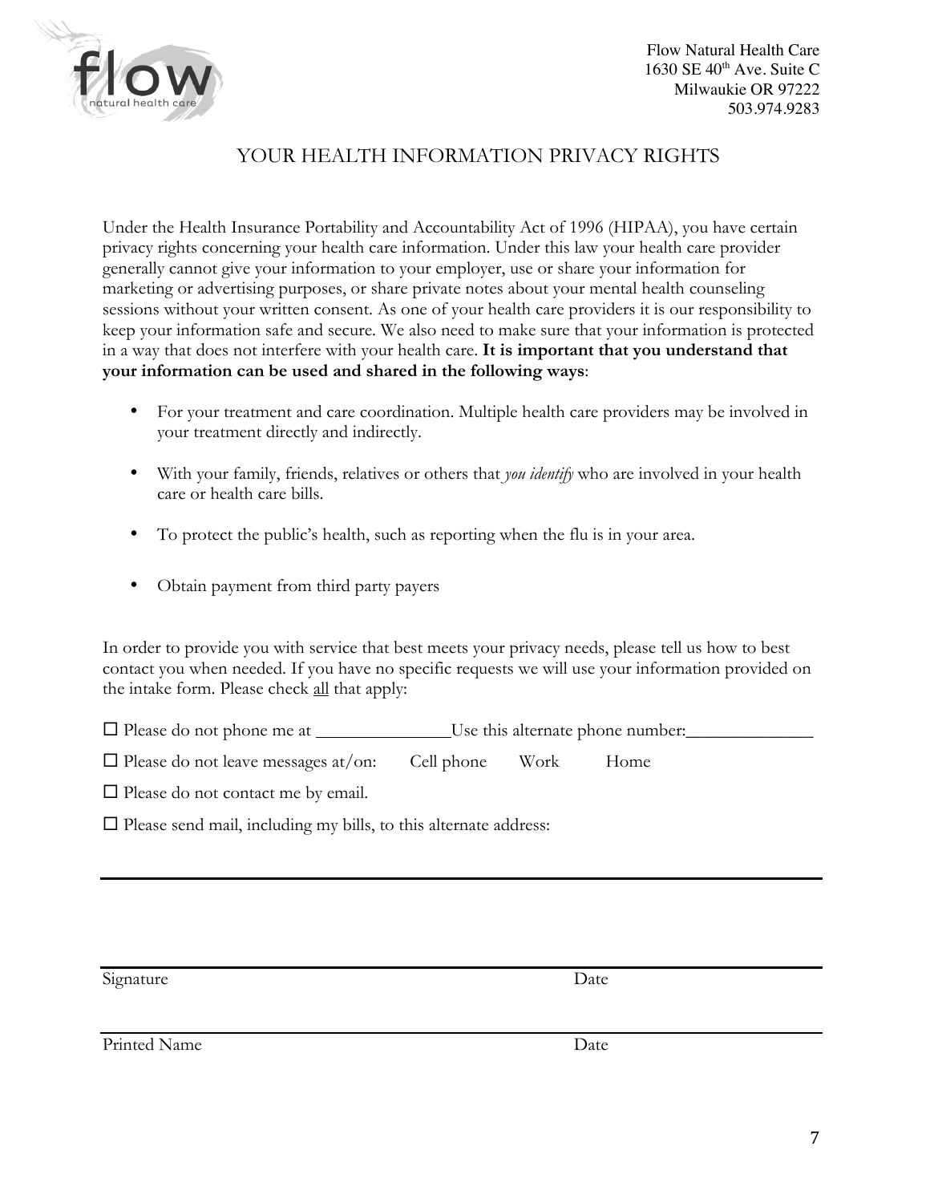Flow Natural Health Care
1630 SE 40th Ave. Suite C
Milwaukie OR 97222
503.974.9283

## YOUR HEALTH INFORMATION PRIVACY RIGHTS

Under the Health Insurance Portability and Accountability Act of 1996 (HIPAA), you have certain privacy rights concerning your health care information. Under this law your health care provider generally cannot give your information to your employer, use or share your information for marketing or advertising purposes, or share private notes about your mental health counseling sessions without your written consent. As one of your health care providers it is our responsibility to keep your information safe and secure. We also need to make sure that your information is protected in a way that does not interfere with your health care. **It is important that you understand that your information can be used and shared in the following ways**:

- For your treatment and care coordination. Multiple health care providers may be involved in your treatment directly and indirectly.
- With your family, friends, relatives or others that *you identify* who are involved in your health care or health care bills.
- To protect the public's health, such as reporting when the flu is in your area.
- Obtain payment from third party payers

In order to provide you with service that best meets your privacy needs, please tell us how to best contact you when needed. If you have no specific requests we will use your information provided on the intake form. Please check <u>all</u> that apply:

☐ Please do not phone me at _______________ Use this alternate phone number:_______________

☐ Please do not leave messages at/on: Cell phone Work Home

☐ Please do not contact me by email.

☐ Please send mail, including my bills, to this alternate address:

______________________________________________________________________

______________________________________________________________________

Signature Date

______________________________________________________________________

Printed Name Date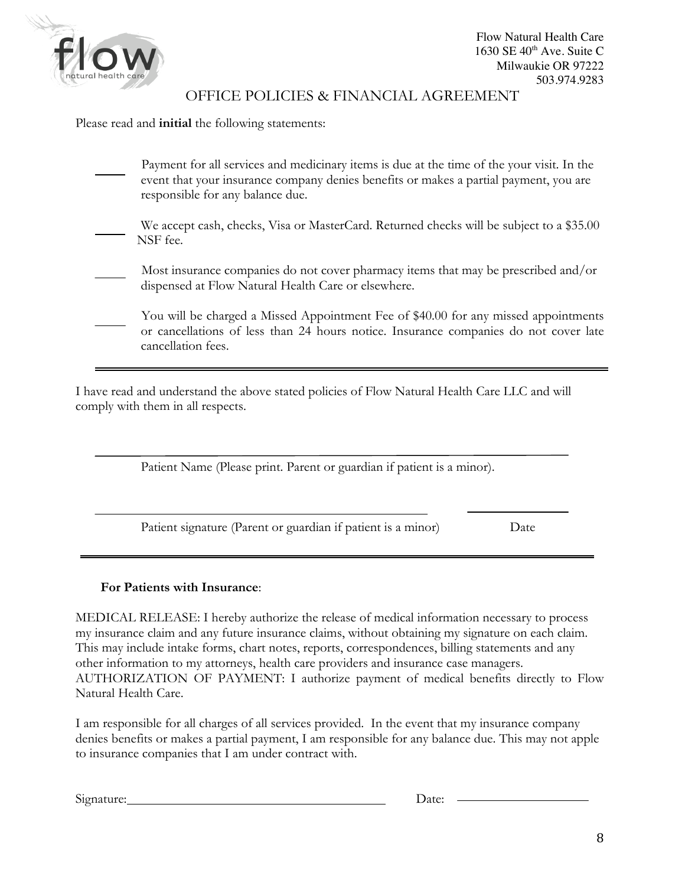Flow Natural Health Care
1630 SE 40th Ave. Suite C
Milwaukie OR 97222
503.974.9283

# OFFICE POLICIES & FINANCIAL AGREEMENT

Please read and **initial** the following statements:

_____ Payment for all services and medicinary items is due at the time of the your visit. In the event that your insurance company denies benefits or makes a partial payment, you are responsible for any balance due.

_____ We accept cash, checks, Visa or MasterCard. Returned checks will be subject to a $35.00 NSF fee.

_____ Most insurance companies do not cover pharmacy items that may be prescribed and/or dispensed at Flow Natural Health Care or elsewhere.

_____ You will be charged a Missed Appointment Fee of $40.00 for any missed appointments or cancellations of less than 24 hours notice. Insurance companies do not cover late cancellation fees.

---

I have read and understand the above stated policies of Flow Natural Health Care LLC and will comply with them in all respects.

______________________________________________

Patient Name (Please print. Parent or guardian if patient is a minor).

______________________________________________ ______________

Patient signature (Parent or guardian if patient is a minor) Date

---

**For Patients with Insurance**:

MEDICAL RELEASE: I hereby authorize the release of medical information necessary to process my insurance claim and any future insurance claims, without obtaining my signature on each claim. This may include intake forms, chart notes, reports, correspondences, billing statements and any other information to my attorneys, health care providers and insurance case managers.
AUTHORIZATION OF PAYMENT: I authorize payment of medical benefits directly to Flow Natural Health Care.

I am responsible for all charges of all services provided. In the event that my insurance company denies benefits or makes a partial payment, I am responsible for any balance due. This may not apple to insurance companies that I am under contract with.

Signature:______________________________________ Date: ____________________